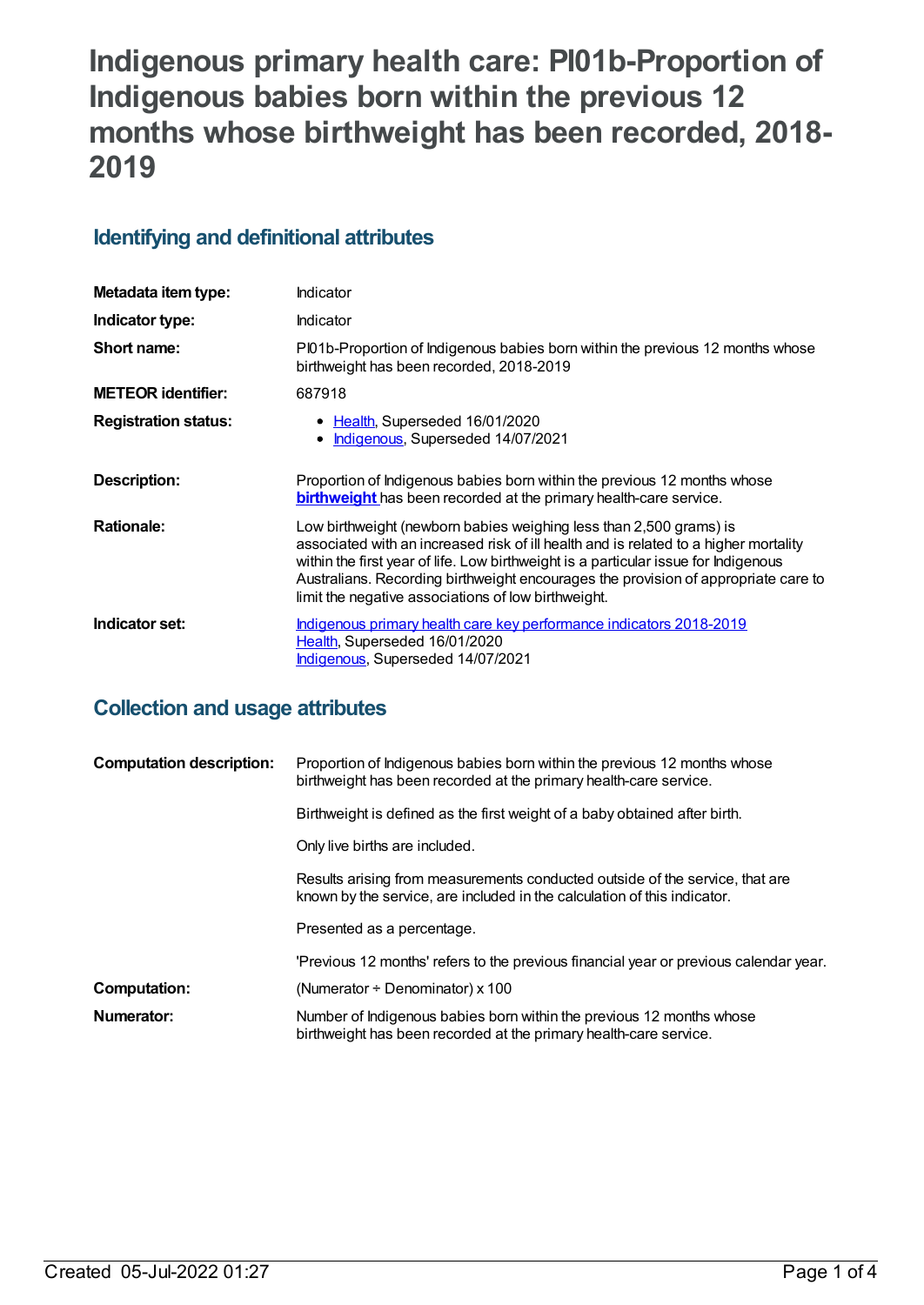# Indigenous primary health care: PI01b-Proportion of Indigenous babies born within the previous 12 months whose birthweight has been recorded, 2018-2019

## Identifying and definitional attributes

| | |
|---|---|
| **Metadata item type:** | Indicator |
| **Indicator type:** | Indicator |
| **Short name:** | PI01b-Proportion of Indigenous babies born within the previous 12 months whose birthweight has been recorded, 2018-2019 |
| **METEOR identifier:** | 687918 |
| **Registration status:** | • Health, Superseded 16/01/2020<br>• Indigenous, Superseded 14/07/2021 |
| **Description:** | Proportion of Indigenous babies born within the previous 12 months whose **birthweight** has been recorded at the primary health-care service. |
| **Rationale:** | Low birthweight (newborn babies weighing less than 2,500 grams) is associated with an increased risk of ill health and is related to a higher mortality within the first year of life. Low birthweight is a particular issue for Indigenous Australians. Recording birthweight encourages the provision of appropriate care to limit the negative associations of low birthweight. |
| **Indicator set:** | Indigenous primary health care key performance indicators 2018-2019<br>Health, Superseded 16/01/2020<br>Indigenous, Superseded 14/07/2021 |

## Collection and usage attributes

| | |
|---|---|
| **Computation description:** | Proportion of Indigenous babies born within the previous 12 months whose birthweight has been recorded at the primary health-care service.<br><br>Birthweight is defined as the first weight of a baby obtained after birth.<br><br>Only live births are included.<br><br>Results arising from measurements conducted outside of the service, that are known by the service, are included in the calculation of this indicator.<br><br>Presented as a percentage.<br><br>'Previous 12 months' refers to the previous financial year or previous calendar year. |
| **Computation:** | (Numerator ÷ Denominator) x 100 |
| **Numerator:** | Number of Indigenous babies born within the previous 12 months whose birthweight has been recorded at the primary health-care service. |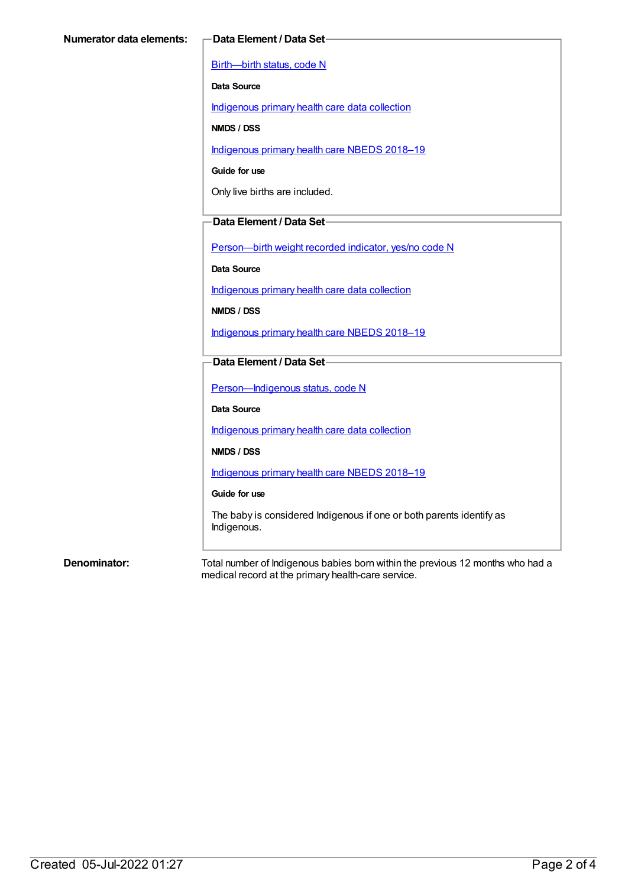**Numerator data elements:**

**Data Element / Data Set**

Birth—birth status, code N

**Data Source**

Indigenous primary health care data collection

**NMDS / DSS**

Indigenous primary health care NBEDS 2018–19

**Guide for use**

Only live births are included.

**Data Element / Data Set**

Person—birth weight recorded indicator, yes/no code N

**Data Source**

Indigenous primary health care data collection

**NMDS / DSS**

Indigenous primary health care NBEDS 2018–19

**Data Element / Data Set**

Person—Indigenous status, code N

**Data Source**

Indigenous primary health care data collection

**NMDS / DSS**

Indigenous primary health care NBEDS 2018–19

**Guide for use**

The baby is considered Indigenous if one or both parents identify as Indigenous.

**Denominator:**

Total number of Indigenous babies born within the previous 12 months who had a medical record at the primary health-care service.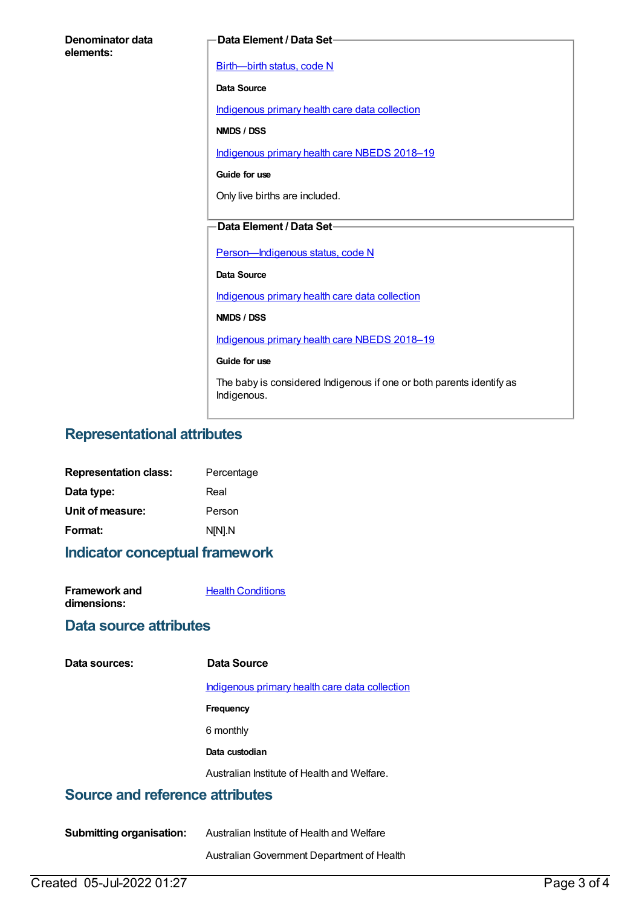**Denominator data elements:**

**Data Element / Data Set**

[Birth—birth status, code N]

**Data Source**

[Indigenous primary health care data collection]

**NMDS / DSS**

[Indigenous primary health care NBEDS 2018–19]

**Guide for use**

Only live births are included.

**Data Element / Data Set**

[Person—Indigenous status, code N]

**Data Source**

[Indigenous primary health care data collection]

**NMDS / DSS**

[Indigenous primary health care NBEDS 2018–19]

**Guide for use**

The baby is considered Indigenous if one or both parents identify as Indigenous.

## Representational attributes

| | |
|---|---|
| **Representation class:** | Percentage |
| **Data type:** | Real |
| **Unit of measure:** | Person |
| **Format:** | N[N].N |

## Indicator conceptual framework

**Framework and dimensions:** [Health Conditions]

## Data source attributes

**Data sources:**

**Data Source**

[Indigenous primary health care data collection]

**Frequency**

6 monthly

**Data custodian**

Australian Institute of Health and Welfare.

## Source and reference attributes

**Submitting organisation:** Australian Institute of Health and Welfare

Australian Government Department of Health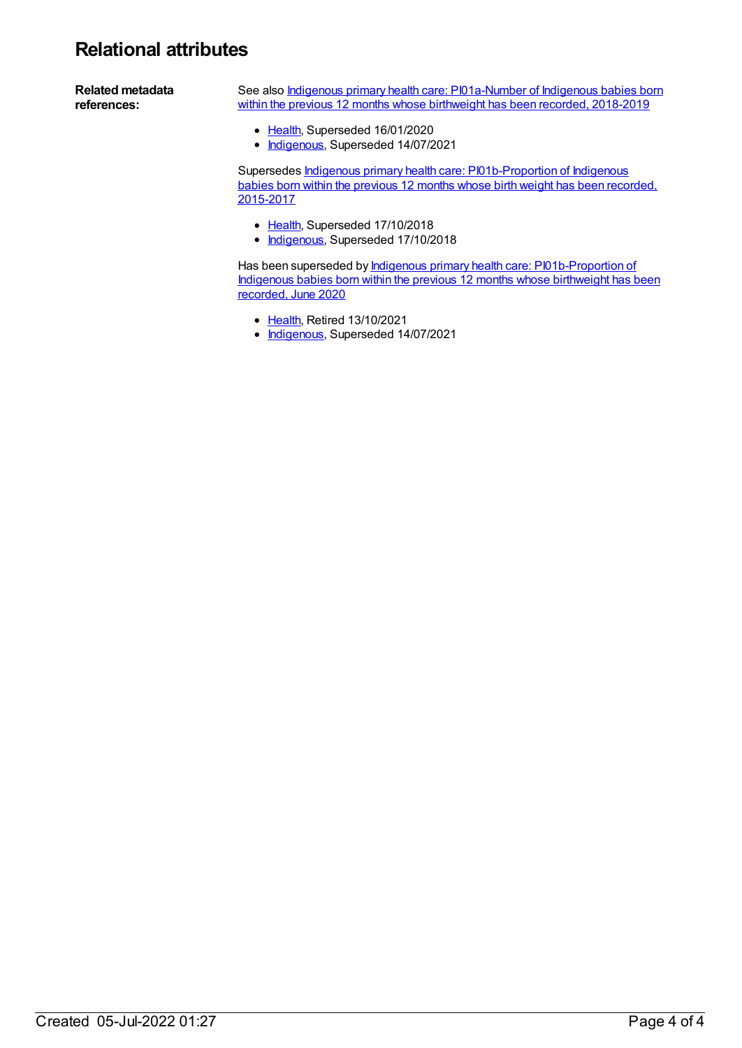## Relational attributes

**Related metadata references:**

See also Indigenous primary health care: PI01a-Number of Indigenous babies born within the previous 12 months whose birthweight has been recorded, 2018-2019

- Health, Superseded 16/01/2020
- Indigenous, Superseded 14/07/2021

Supersedes Indigenous primary health care: PI01b-Proportion of Indigenous babies born within the previous 12 months whose birth weight has been recorded, 2015-2017

- Health, Superseded 17/10/2018
- Indigenous, Superseded 17/10/2018

Has been superseded by Indigenous primary health care: PI01b-Proportion of Indigenous babies born within the previous 12 months whose birthweight has been recorded, June 2020

- Health, Retired 13/10/2021
- Indigenous, Superseded 14/07/2021